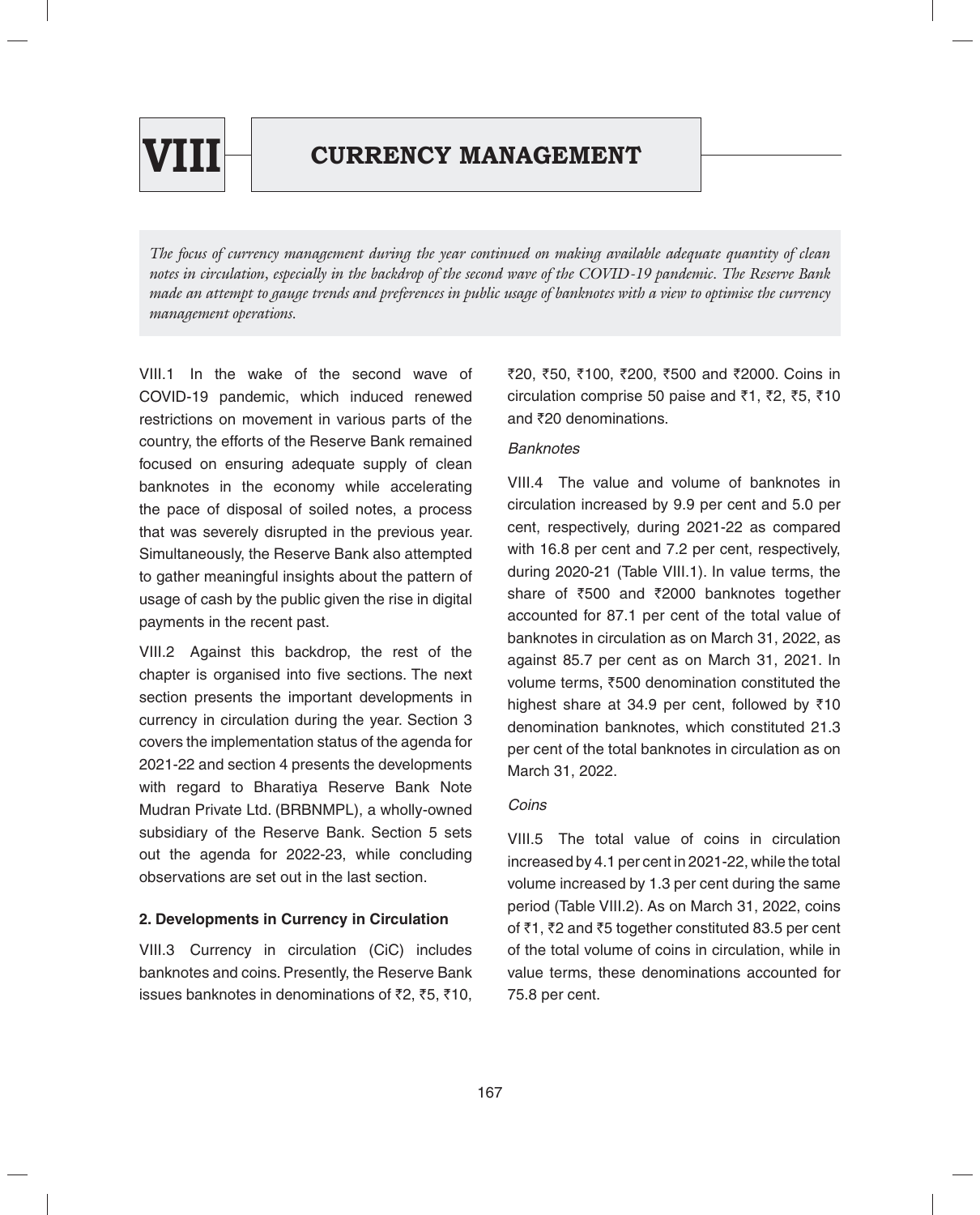# VIII CURRENCY MANAGEMENT

*The focus of currency management during the year continued on making available adequate quantity of clean notes in circulation, especially in the backdrop of the second wave of the COVID-19 pandemic. The Reserve Bank made an attempt to gauge trends and preferences in public usage of banknotes with a view to optimise the currency management operations.*

VIII.1 In the wake of the second wave of COVID-19 pandemic, which induced renewed restrictions on movement in various parts of the country, the efforts of the Reserve Bank remained focused on ensuring adequate supply of clean banknotes in the economy while accelerating the pace of disposal of soiled notes, a process that was severely disrupted in the previous year. Simultaneously, the Reserve Bank also attempted to gather meaningful insights about the pattern of usage of cash by the public given the rise in digital payments in the recent past.

VIII.2 Against this backdrop, the rest of the chapter is organised into five sections. The next section presents the important developments in currency in circulation during the year. Section 3 covers the implementation status of the agenda for 2021-22 and section 4 presents the developments with regard to Bharatiya Reserve Bank Note Mudran Private Ltd. (BRBNMPL), a wholly-owned subsidiary of the Reserve Bank. Section 5 sets out the agenda for 2022-23, while concluding observations are set out in the last section.

## 2. Developments in Currency in Circulation

VIII.3 Currency in circulation (CiC) includes banknotes and coins. Presently, the Reserve Bank issues banknotes in denominations of ₹2, ₹5, ₹10, ₹20, ₹50, ₹100, ₹200, ₹500 and ₹2000. Coins in circulation comprise 50 paise and ₹1, ₹2, ₹5, ₹10 and ₹20 denominations.

*Banknotes*

VIII.4 The value and volume of banknotes in circulation increased by 9.9 per cent and 5.0 per cent, respectively, during 2021-22 as compared with 16.8 per cent and 7.2 per cent, respectively, during 2020-21 (Table VIII.1). In value terms, the share of ₹500 and ₹2000 banknotes together accounted for 87.1 per cent of the total value of banknotes in circulation as on March 31, 2022, as against 85.7 per cent as on March 31, 2021. In volume terms, ₹500 denomination constituted the highest share at 34.9 per cent, followed by ₹10 denomination banknotes, which constituted 21.3 per cent of the total banknotes in circulation as on March 31, 2022.

*Coins*

VIII.5 The total value of coins in circulation increased by 4.1 per cent in 2021-22, while the total volume increased by 1.3 per cent during the same period (Table VIII.2). As on March 31, 2022, coins of ₹1, ₹2 and ₹5 together constituted 83.5 per cent of the total volume of coins in circulation, while in value terms, these denominations accounted for 75.8 per cent.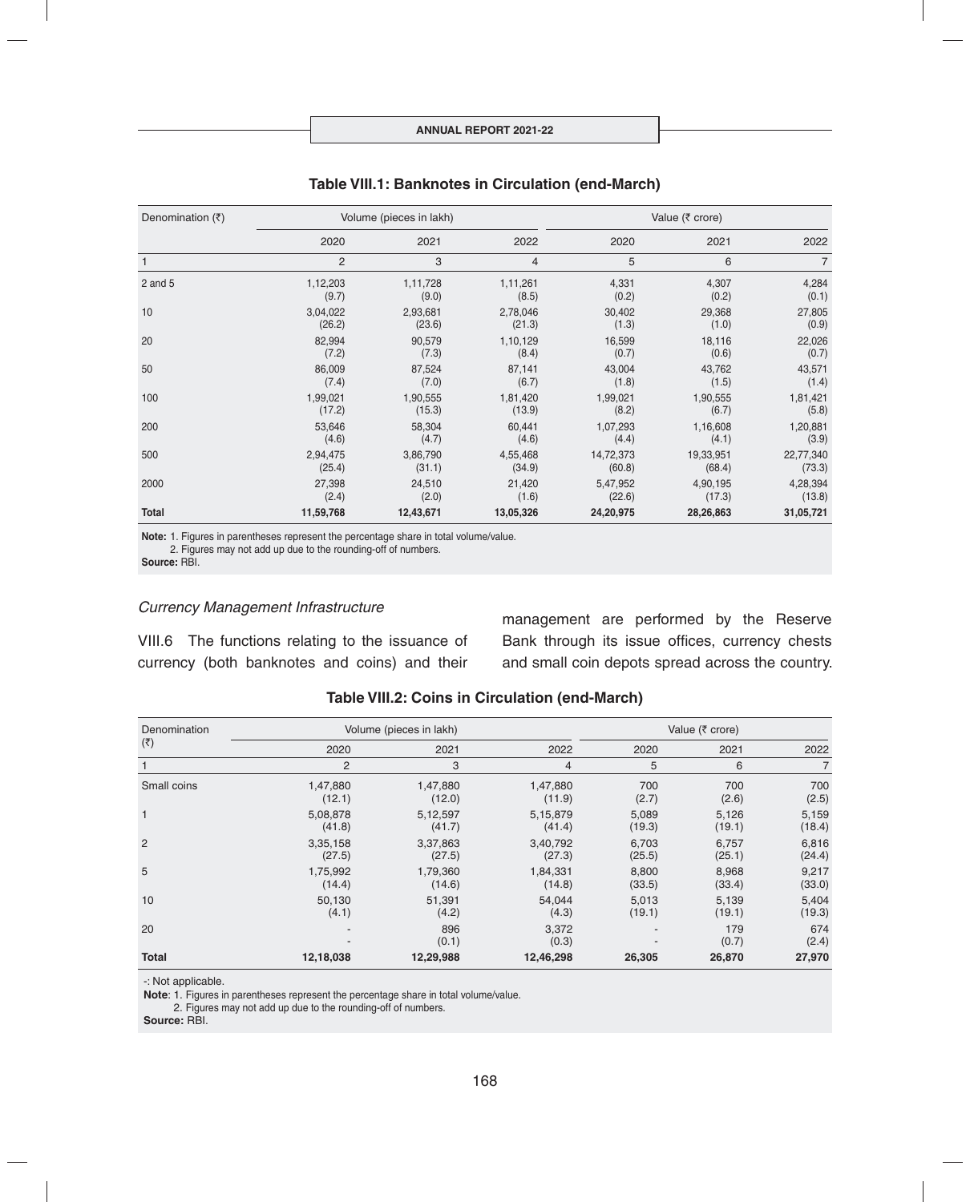### Table VIII.1: Banknotes in Circulation (end-March)

| Denomination (₹) | Volume (pieces in lakh) | | | Value (₹ crore) | | |
|---|---|---|---|---|---|---|
| | 2020 | 2021 | 2022 | 2020 | 2021 | 2022 |
| 1 | 2 | 3 | 4 | 5 | 6 | 7 |
| 2 and 5 | 1,12,203 (9.7) | 1,11,728 (9.0) | 1,11,261 (8.5) | 4,331 (0.2) | 4,307 (0.2) | 4,284 (0.1) |
| 10 | 3,04,022 (26.2) | 2,93,681 (23.6) | 2,78,046 (21.3) | 30,402 (1.3) | 29,368 (1.0) | 27,805 (0.9) |
| 20 | 82,994 (7.2) | 90,579 (7.3) | 1,10,129 (8.4) | 16,599 (0.7) | 18,116 (0.6) | 22,026 (0.7) |
| 50 | 86,009 (7.4) | 87,524 (7.0) | 87,141 (6.7) | 43,004 (1.8) | 43,762 (1.5) | 43,571 (1.4) |
| 100 | 1,99,021 (17.2) | 1,90,555 (15.3) | 1,81,420 (13.9) | 1,99,021 (8.2) | 1,90,555 (6.7) | 1,81,421 (5.8) |
| 200 | 53,646 (4.6) | 58,304 (4.7) | 60,441 (4.6) | 1,07,293 (4.4) | 1,16,608 (4.1) | 1,20,881 (3.9) |
| 500 | 2,94,475 (25.4) | 3,86,790 (31.1) | 4,55,468 (34.9) | 14,72,373 (60.8) | 19,33,951 (68.4) | 22,77,340 (73.3) |
| 2000 | 27,398 (2.4) | 24,510 (2.0) | 21,420 (1.6) | 5,47,952 (22.6) | 4,90,195 (17.3) | 4,28,394 (13.8) |
| **Total** | **11,59,768** | **12,43,671** | **13,05,326** | **24,20,975** | **28,26,863** | **31,05,721** |

**Note:** 1. Figures in parentheses represent the percentage share in total volume/value.
2. Figures may not add up due to the rounding-off of numbers.

**Source:** RBI.

*Currency Management Infrastructure*

VIII.6 The functions relating to the issuance of currency (both banknotes and coins) and their management are performed by the Reserve Bank through its issue offices, currency chests and small coin depots spread across the country.

### Table VIII.2: Coins in Circulation (end-March)

| Denomination (₹) | Volume (pieces in lakh) | | | Value (₹ crore) | | |
|---|---|---|---|---|---|---|
| | 2020 | 2021 | 2022 | 2020 | 2021 | 2022 |
| 1 | 2 | 3 | 4 | 5 | 6 | 7 |
| Small coins | 1,47,880 (12.1) | 1,47,880 (12.0) | 1,47,880 (11.9) | 700 (2.7) | 700 (2.6) | 700 (2.5) |
| 1 | 5,08,878 (41.8) | 5,12,597 (41.7) | 5,15,879 (41.4) | 5,089 (19.3) | 5,126 (19.1) | 5,159 (18.4) |
| 2 | 3,35,158 (27.5) | 3,37,863 (27.5) | 3,40,792 (27.3) | 6,703 (25.5) | 6,757 (25.1) | 6,816 (24.4) |
| 5 | 1,75,992 (14.4) | 1,79,360 (14.6) | 1,84,331 (14.8) | 8,800 (33.5) | 8,968 (33.4) | 9,217 (33.0) |
| 10 | 50,130 (4.1) | 51,391 (4.2) | 54,044 (4.3) | 5,013 (19.1) | 5,139 (19.1) | 5,404 (19.3) |
| 20 | - - | 896 (0.1) | 3,372 (0.3) | - - | 179 (0.7) | 674 (2.4) |
| **Total** | **12,18,038** | **12,29,988** | **12,46,298** | **26,305** | **26,870** | **27,970** |

-: Not applicable.

**Note**: 1. Figures in parentheses represent the percentage share in total volume/value.
2. Figures may not add up due to the rounding-off of numbers.

**Source:** RBI.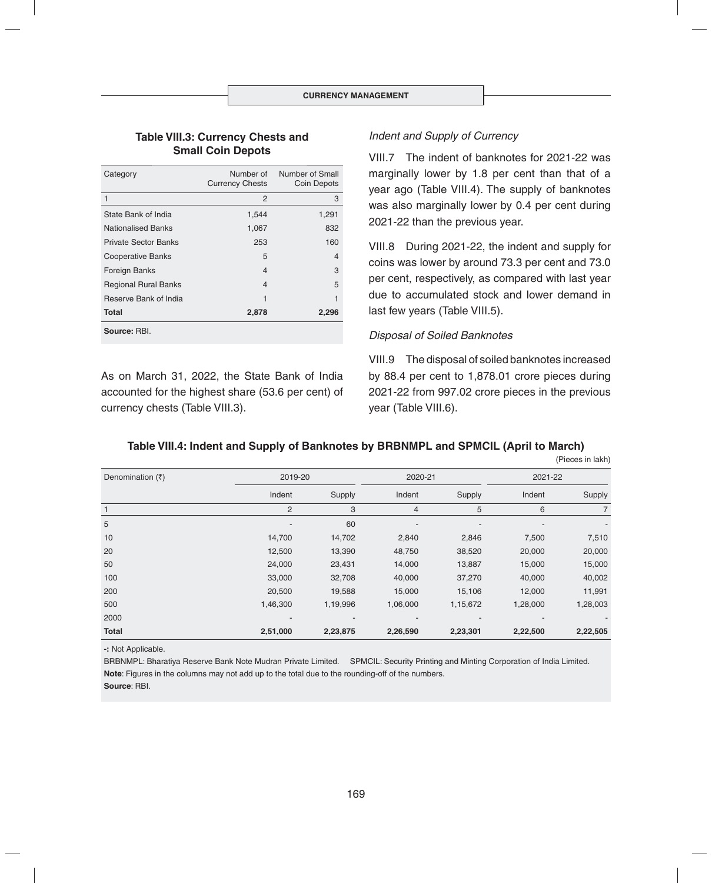**Table VIII.3: Currency Chests and Small Coin Depots**

| Category | Number of Currency Chests | Number of Small Coin Depots |
|---|---|---|
| 1 | 2 | 3 |
| State Bank of India | 1,544 | 1,291 |
| Nationalised Banks | 1,067 | 832 |
| Private Sector Banks | 253 | 160 |
| Cooperative Banks | 5 | 4 |
| Foreign Banks | 4 | 3 |
| Regional Rural Banks | 4 | 5 |
| Reserve Bank of India | 1 | 1 |
| **Total** | **2,878** | **2,296** |

**Source:** RBI.

As on March 31, 2022, the State Bank of India accounted for the highest share (53.6 per cent) of currency chests (Table VIII.3).

*Indent and Supply of Currency*

VIII.7 The indent of banknotes for 2021-22 was marginally lower by 1.8 per cent than that of a year ago (Table VIII.4). The supply of banknotes was also marginally lower by 0.4 per cent during 2021-22 than the previous year.

VIII.8 During 2021-22, the indent and supply for coins was lower by around 73.3 per cent and 73.0 per cent, respectively, as compared with last year due to accumulated stock and lower demand in last few years (Table VIII.5).

*Disposal of Soiled Banknotes*

VIII.9 The disposal of soiled banknotes increased by 88.4 per cent to 1,878.01 crore pieces during 2021-22 from 997.02 crore pieces in the previous year (Table VIII.6).

**Table VIII.4: Indent and Supply of Banknotes by BRBNMPL and SPMCIL (April to March)**

(Pieces in lakh)

| Denomination (₹) | 2019-20 | | 2020-21 | | 2021-22 | |
|---|---|---|---|---|---|---|
| | Indent | Supply | Indent | Supply | Indent | Supply |
| 1 | 2 | 3 | 4 | 5 | 6 | 7 |
| 5 | - | 60 | - | - | - | - |
| 10 | 14,700 | 14,702 | 2,840 | 2,846 | 7,500 | 7,510 |
| 20 | 12,500 | 13,390 | 48,750 | 38,520 | 20,000 | 20,000 |
| 50 | 24,000 | 23,431 | 14,000 | 13,887 | 15,000 | 15,000 |
| 100 | 33,000 | 32,708 | 40,000 | 37,270 | 40,000 | 40,002 |
| 200 | 20,500 | 19,588 | 15,000 | 15,106 | 12,000 | 11,991 |
| 500 | 1,46,300 | 1,19,996 | 1,06,000 | 1,15,672 | 1,28,000 | 1,28,003 |
| 2000 | - | - | - | - | - | - |
| **Total** | **2,51,000** | **2,23,875** | **2,26,590** | **2,23,301** | **2,22,500** | **2,22,505** |

**-:** Not Applicable.

BRBNMPL: Bharatiya Reserve Bank Note Mudran Private Limited. SPMCIL: Security Printing and Minting Corporation of India Limited.

**Note**: Figures in the columns may not add up to the total due to the rounding-off of the numbers.

**Source**: RBI.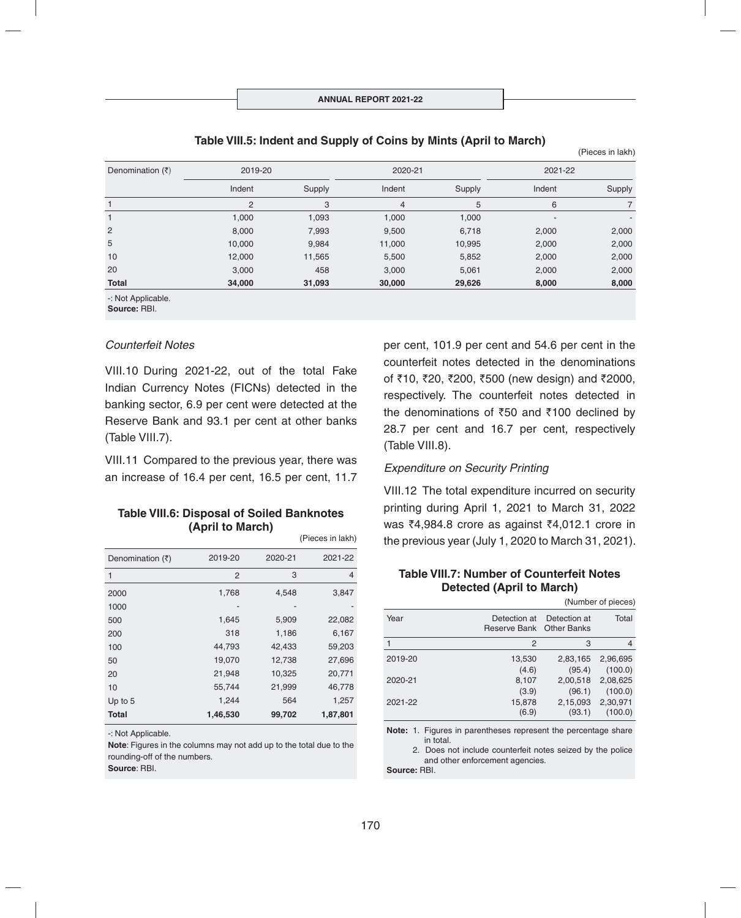**Table VIII.5: Indent and Supply of Coins by Mints (April to March)**

(Pieces in lakh)

| Denomination (₹) | 2019-20 | | 2020-21 | | 2021-22 | |
|---|---|---|---|---|---|---|
| | Indent | Supply | Indent | Supply | Indent | Supply |
| 1 | 2 | 3 | 4 | 5 | 6 | 7 |
| 1 | 1,000 | 1,093 | 1,000 | 1,000 | - | - |
| 2 | 8,000 | 7,993 | 9,500 | 6,718 | 2,000 | 2,000 |
| 5 | 10,000 | 9,984 | 11,000 | 10,995 | 2,000 | 2,000 |
| 10 | 12,000 | 11,565 | 5,500 | 5,852 | 2,000 | 2,000 |
| 20 | 3,000 | 458 | 3,000 | 5,061 | 2,000 | 2,000 |
| **Total** | **34,000** | **31,093** | **30,000** | **29,626** | **8,000** | **8,000** |

-: Not Applicable.
**Source:** RBI.

*Counterfeit Notes*

VIII.10 During 2021-22, out of the total Fake Indian Currency Notes (FICNs) detected in the banking sector, 6.9 per cent were detected at the Reserve Bank and 93.1 per cent at other banks (Table VIII.7).

VIII.11 Compared to the previous year, there was an increase of 16.4 per cent, 16.5 per cent, 11.7 per cent, 101.9 per cent and 54.6 per cent in the counterfeit notes detected in the denominations of ₹10, ₹20, ₹200, ₹500 (new design) and ₹2000, respectively. The counterfeit notes detected in the denominations of ₹50 and ₹100 declined by 28.7 per cent and 16.7 per cent, respectively (Table VIII.8).

**Table VIII.6: Disposal of Soiled Banknotes (April to March)**

(Pieces in lakh)

| Denomination (₹) | 2019-20 | 2020-21 | 2021-22 |
|---|---|---|---|
| 1 | 2 | 3 | 4 |
| 2000 | 1,768 | 4,548 | 3,847 |
| 1000 | - | - | - |
| 500 | 1,645 | 5,909 | 22,082 |
| 200 | 318 | 1,186 | 6,167 |
| 100 | 44,793 | 42,433 | 59,203 |
| 50 | 19,070 | 12,738 | 27,696 |
| 20 | 21,948 | 10,325 | 20,771 |
| 10 | 55,744 | 21,999 | 46,778 |
| Up to 5 | 1,244 | 564 | 1,257 |
| **Total** | **1,46,530** | **99,702** | **1,87,801** |

-: Not Applicable.
**Note**: Figures in the columns may not add up to the total due to the rounding-off of the numbers.
**Source**: RBI.

*Expenditure on Security Printing*

VIII.12 The total expenditure incurred on security printing during April 1, 2021 to March 31, 2022 was ₹4,984.8 crore as against ₹4,012.1 crore in the previous year (July 1, 2020 to March 31, 2021).

**Table VIII.7: Number of Counterfeit Notes Detected (April to March)**

(Number of pieces)

| Year | Detection at Reserve Bank | Detection at Other Banks | Total |
|---|---|---|---|
| 1 | 2 | 3 | 4 |
| 2019-20 | 13,530 (4.6) | 2,83,165 (95.4) | 2,96,695 (100.0) |
| 2020-21 | 8,107 (3.9) | 2,00,518 (96.1) | 2,08,625 (100.0) |
| 2021-22 | 15,878 (6.9) | 2,15,093 (93.1) | 2,30,971 (100.0) |

**Note:** 1. Figures in parentheses represent the percentage share in total.
2. Does not include counterfeit notes seized by the police and other enforcement agencies.
**Source:** RBI.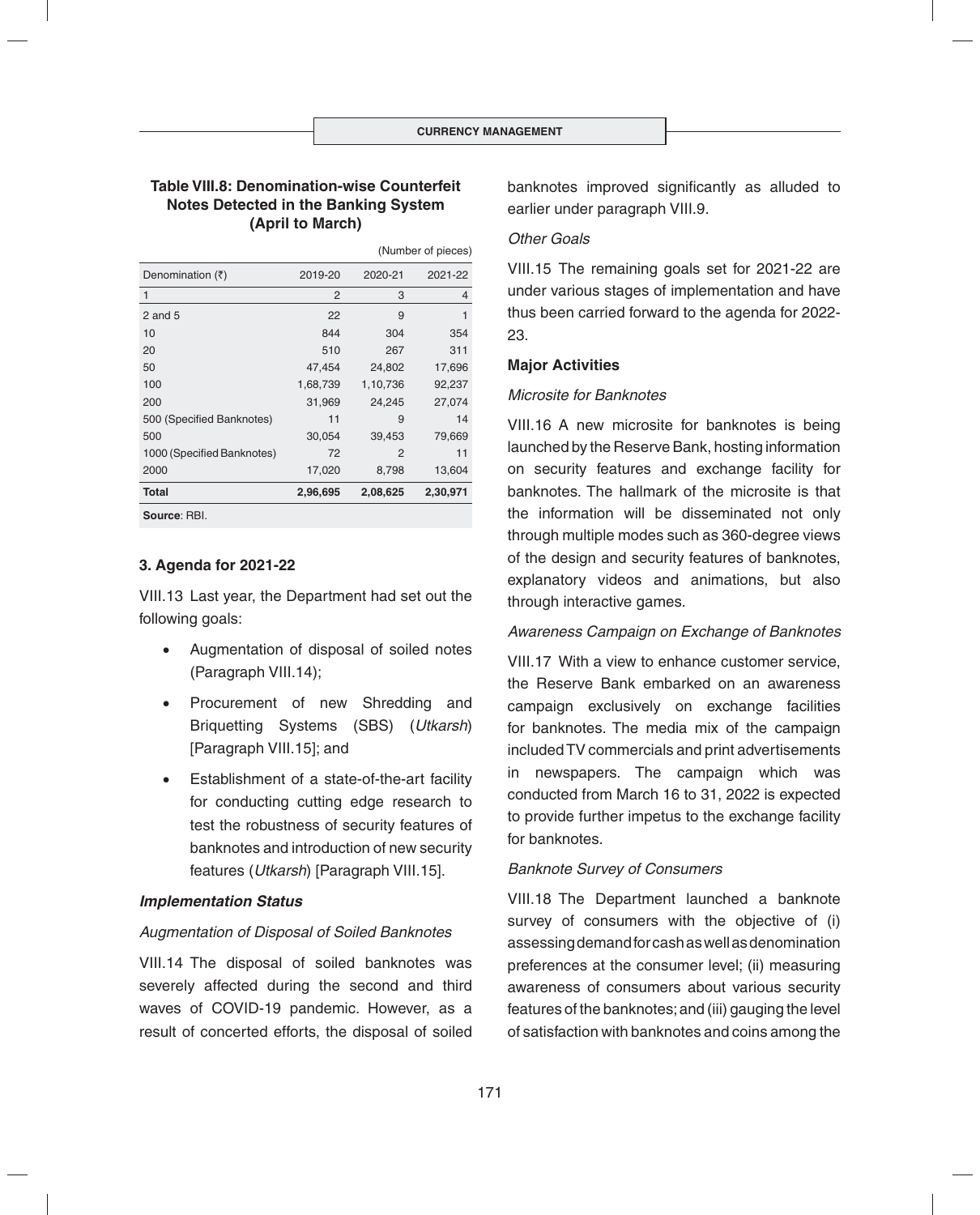**Table VIII.8: Denomination-wise Counterfeit Notes Detected in the Banking System (April to March)**

(Number of pieces)

| Denomination (₹) | 2019-20 | 2020-21 | 2021-22 |
|---|---|---|---|
| 1 | 2 | 3 | 4 |
| 2 and 5 | 22 | 9 | 1 |
| 10 | 844 | 304 | 354 |
| 20 | 510 | 267 | 311 |
| 50 | 47,454 | 24,802 | 17,696 |
| 100 | 1,68,739 | 1,10,736 | 92,237 |
| 200 | 31,969 | 24,245 | 27,074 |
| 500 (Specified Banknotes) | 11 | 9 | 14 |
| 500 | 30,054 | 39,453 | 79,669 |
| 1000 (Specified Banknotes) | 72 | 2 | 11 |
| 2000 | 17,020 | 8,798 | 13,604 |
| **Total** | **2,96,695** | **2,08,625** | **2,30,971** |

**Source**: RBI.

### 3. Agenda for 2021-22

VIII.13 Last year, the Department had set out the following goals:

- Augmentation of disposal of soiled notes (Paragraph VIII.14);
- Procurement of new Shredding and Briquetting Systems (SBS) (*Utkarsh*) [Paragraph VIII.15]; and
- Establishment of a state-of-the-art facility for conducting cutting edge research to test the robustness of security features of banknotes and introduction of new security features (*Utkarsh*) [Paragraph VIII.15].

***Implementation Status***

*Augmentation of Disposal of Soiled Banknotes*

VIII.14 The disposal of soiled banknotes was severely affected during the second and third waves of COVID-19 pandemic. However, as a result of concerted efforts, the disposal of soiled banknotes improved significantly as alluded to earlier under paragraph VIII.9.

*Other Goals*

VIII.15 The remaining goals set for 2021-22 are under various stages of implementation and have thus been carried forward to the agenda for 2022-23.

**Major Activities**

*Microsite for Banknotes*

VIII.16 A new microsite for banknotes is being launched by the Reserve Bank, hosting information on security features and exchange facility for banknotes. The hallmark of the microsite is that the information will be disseminated not only through multiple modes such as 360-degree views of the design and security features of banknotes, explanatory videos and animations, but also through interactive games.

*Awareness Campaign on Exchange of Banknotes*

VIII.17 With a view to enhance customer service, the Reserve Bank embarked on an awareness campaign exclusively on exchange facilities for banknotes. The media mix of the campaign included TV commercials and print advertisements in newspapers. The campaign which was conducted from March 16 to 31, 2022 is expected to provide further impetus to the exchange facility for banknotes.

*Banknote Survey of Consumers*

VIII.18 The Department launched a banknote survey of consumers with the objective of (i) assessing demand for cash as well as denomination preferences at the consumer level; (ii) measuring awareness of consumers about various security features of the banknotes; and (iii) gauging the level of satisfaction with banknotes and coins among the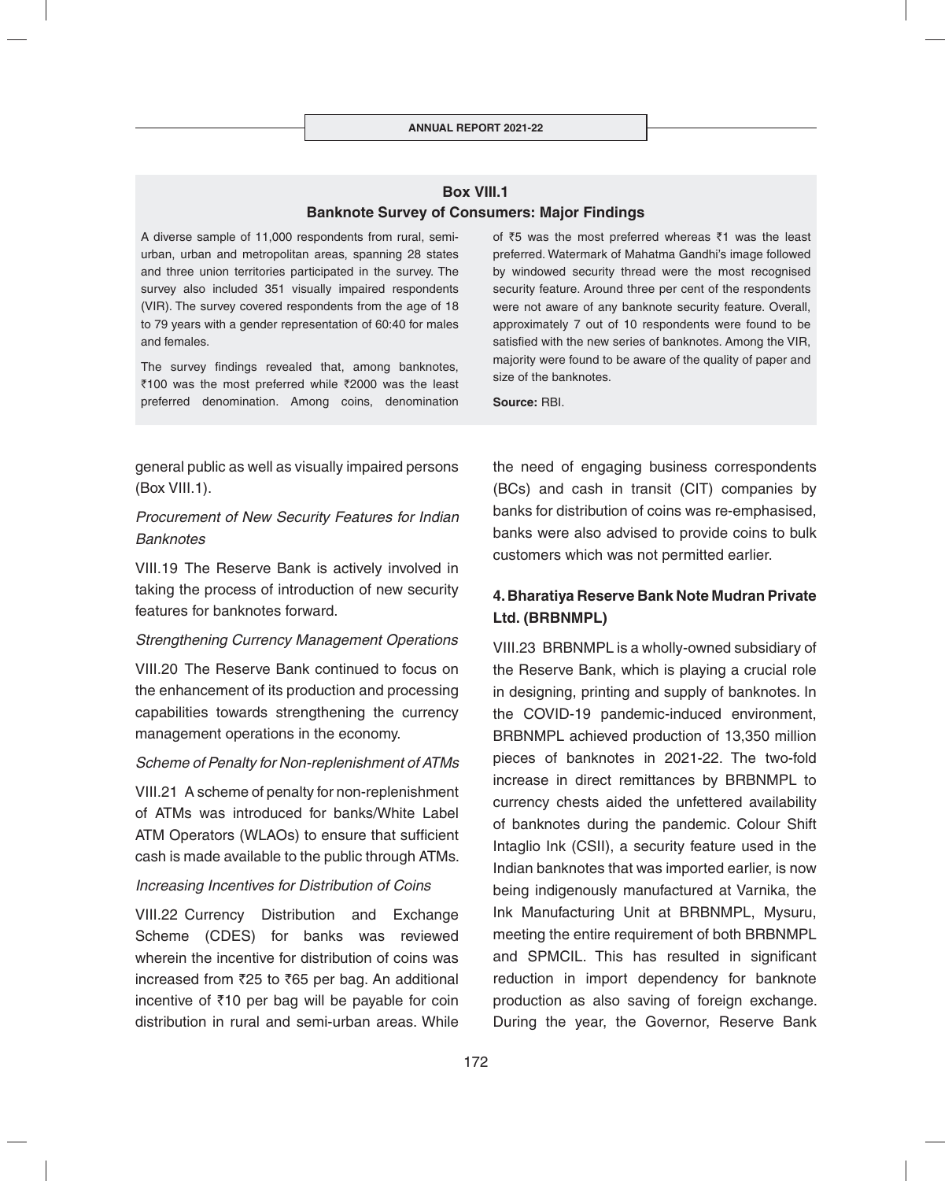**Box VIII.1**
**Banknote Survey of Consumers: Major Findings**

A diverse sample of 11,000 respondents from rural, semi-urban, urban and metropolitan areas, spanning 28 states and three union territories participated in the survey. The survey also included 351 visually impaired respondents (VIR). The survey covered respondents from the age of 18 to 79 years with a gender representation of 60:40 for males and females.

The survey findings revealed that, among banknotes, ₹100 was the most preferred while ₹2000 was the least preferred denomination. Among coins, denomination of ₹5 was the most preferred whereas ₹1 was the least preferred. Watermark of Mahatma Gandhi's image followed by windowed security thread were the most recognised security feature. Around three per cent of the respondents were not aware of any banknote security feature. Overall, approximately 7 out of 10 respondents were found to be satisfied with the new series of banknotes. Among the VIR, majority were found to be aware of the quality of paper and size of the banknotes.

**Source:** RBI.

general public as well as visually impaired persons (Box VIII.1).

*Procurement of New Security Features for Indian Banknotes*

VIII.19 The Reserve Bank is actively involved in taking the process of introduction of new security features for banknotes forward.

*Strengthening Currency Management Operations*

VIII.20 The Reserve Bank continued to focus on the enhancement of its production and processing capabilities towards strengthening the currency management operations in the economy.

*Scheme of Penalty for Non-replenishment of ATMs*

VIII.21 A scheme of penalty for non-replenishment of ATMs was introduced for banks/White Label ATM Operators (WLAOs) to ensure that sufficient cash is made available to the public through ATMs.

*Increasing Incentives for Distribution of Coins*

VIII.22 Currency Distribution and Exchange Scheme (CDES) for banks was reviewed wherein the incentive for distribution of coins was increased from ₹25 to ₹65 per bag. An additional incentive of ₹10 per bag will be payable for coin distribution in rural and semi-urban areas. While the need of engaging business correspondents (BCs) and cash in transit (CIT) companies by banks for distribution of coins was re-emphasised, banks were also advised to provide coins to bulk customers which was not permitted earlier.

## 4. Bharatiya Reserve Bank Note Mudran Private Ltd. (BRBNMPL)

VIII.23 BRBNMPL is a wholly-owned subsidiary of the Reserve Bank, which is playing a crucial role in designing, printing and supply of banknotes. In the COVID-19 pandemic-induced environment, BRBNMPL achieved production of 13,350 million pieces of banknotes in 2021-22. The two-fold increase in direct remittances by BRBNMPL to currency chests aided the unfettered availability of banknotes during the pandemic. Colour Shift Intaglio Ink (CSII), a security feature used in the Indian banknotes that was imported earlier, is now being indigenously manufactured at Varnika, the Ink Manufacturing Unit at BRBNMPL, Mysuru, meeting the entire requirement of both BRBNMPL and SPMCIL. This has resulted in significant reduction in import dependency for banknote production as also saving of foreign exchange. During the year, the Governor, Reserve Bank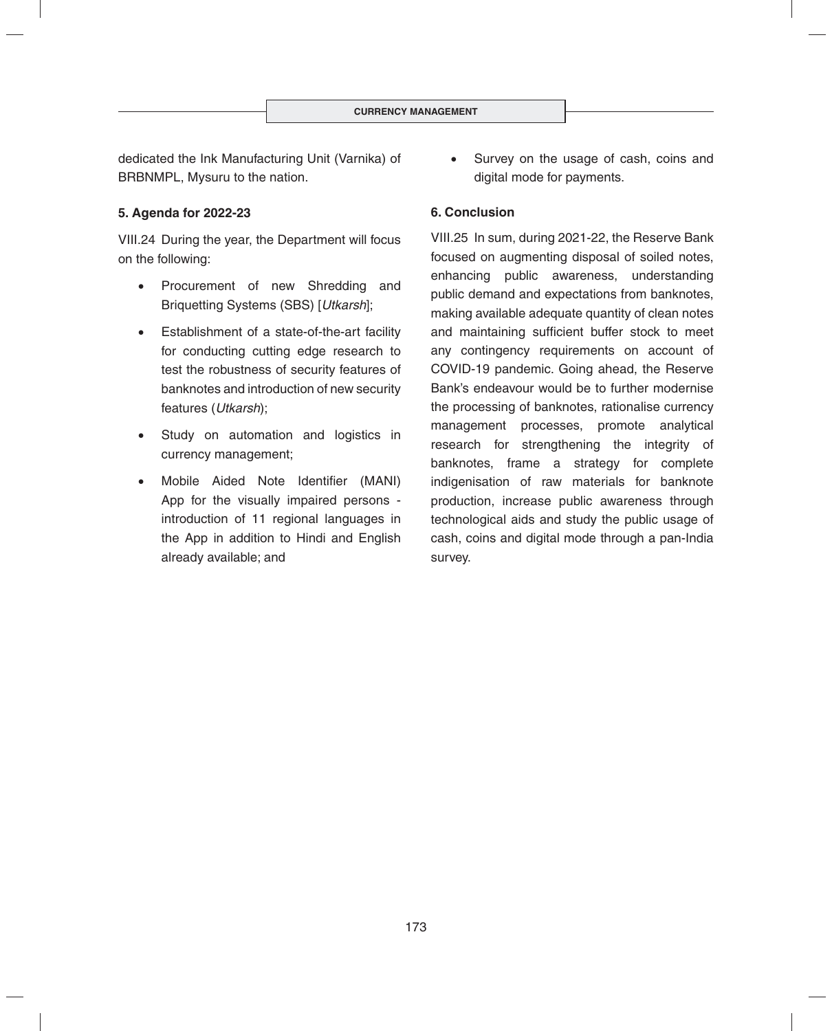dedicated the Ink Manufacturing Unit (Varnika) of BRBNMPL, Mysuru to the nation.

### 5. Agenda for 2022-23

VIII.24 During the year, the Department will focus on the following:

- Procurement of new Shredding and Briquetting Systems (SBS) [*Utkarsh*];
- Establishment of a state-of-the-art facility for conducting cutting edge research to test the robustness of security features of banknotes and introduction of new security features (*Utkarsh*);
- Study on automation and logistics in currency management;
- Mobile Aided Note Identifier (MANI) App for the visually impaired persons - introduction of 11 regional languages in the App in addition to Hindi and English already available; and
- Survey on the usage of cash, coins and digital mode for payments.

### 6. Conclusion

VIII.25 In sum, during 2021-22, the Reserve Bank focused on augmenting disposal of soiled notes, enhancing public awareness, understanding public demand and expectations from banknotes, making available adequate quantity of clean notes and maintaining sufficient buffer stock to meet any contingency requirements on account of COVID-19 pandemic. Going ahead, the Reserve Bank's endeavour would be to further modernise the processing of banknotes, rationalise currency management processes, promote analytical research for strengthening the integrity of banknotes, frame a strategy for complete indigenisation of raw materials for banknote production, increase public awareness through technological aids and study the public usage of cash, coins and digital mode through a pan-India survey.